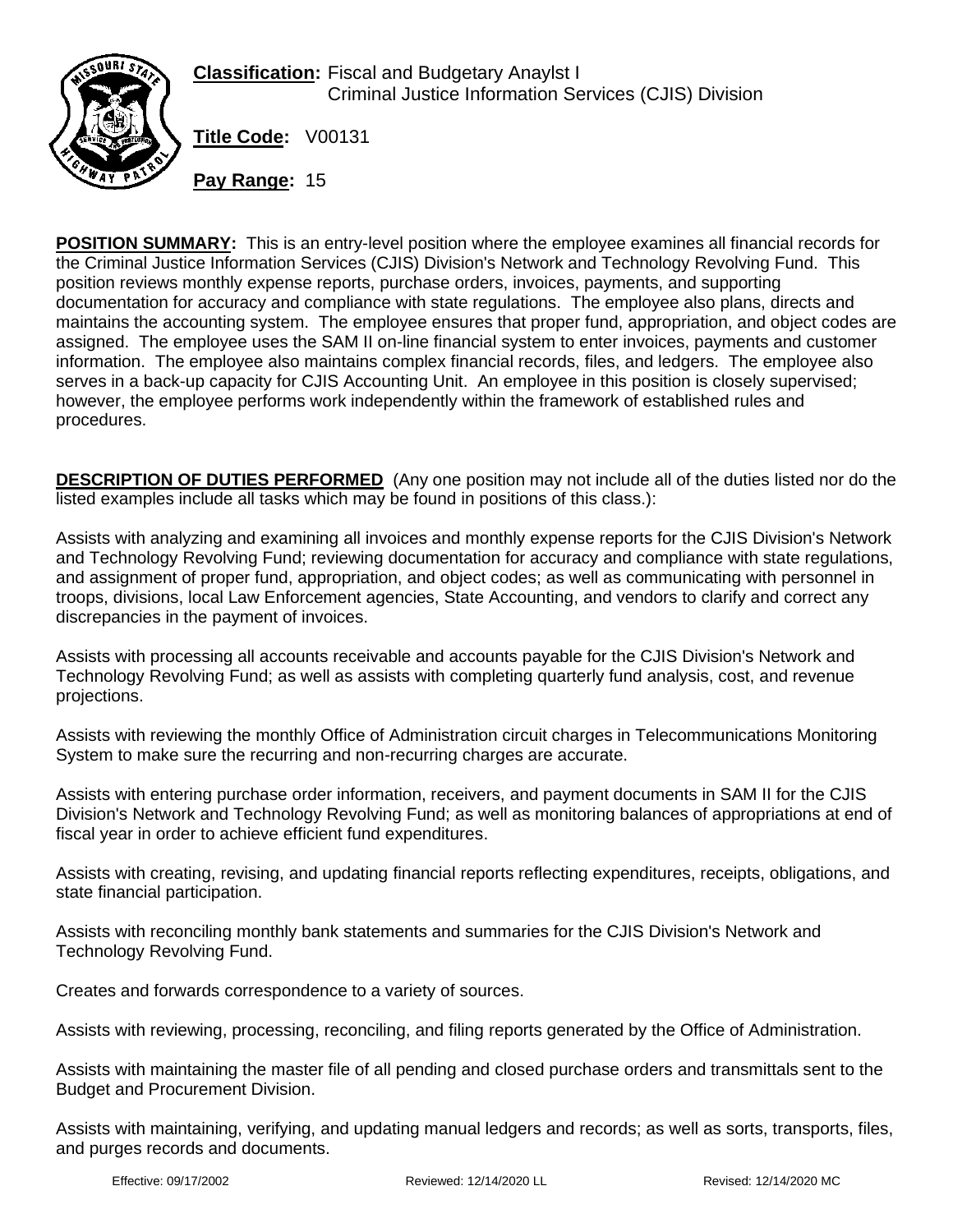**Classification:** Fiscal and Budgetary Anaylst I
Criminal Justice Information Services (CJIS) Division

**Title Code:** V00131

**Pay Range:** 15

**POSITION SUMMARY:** This is an entry-level position where the employee examines all financial records for the Criminal Justice Information Services (CJIS) Division's Network and Technology Revolving Fund. This position reviews monthly expense reports, purchase orders, invoices, payments, and supporting documentation for accuracy and compliance with state regulations. The employee also plans, directs and maintains the accounting system. The employee ensures that proper fund, appropriation, and object codes are assigned. The employee uses the SAM II on-line financial system to enter invoices, payments and customer information. The employee also maintains complex financial records, files, and ledgers. The employee also serves in a back-up capacity for CJIS Accounting Unit. An employee in this position is closely supervised; however, the employee performs work independently within the framework of established rules and procedures.

**DESCRIPTION OF DUTIES PERFORMED** (Any one position may not include all of the duties listed nor do the listed examples include all tasks which may be found in positions of this class.):

Assists with analyzing and examining all invoices and monthly expense reports for the CJIS Division's Network and Technology Revolving Fund; reviewing documentation for accuracy and compliance with state regulations, and assignment of proper fund, appropriation, and object codes; as well as communicating with personnel in troops, divisions, local Law Enforcement agencies, State Accounting, and vendors to clarify and correct any discrepancies in the payment of invoices.

Assists with processing all accounts receivable and accounts payable for the CJIS Division's Network and Technology Revolving Fund; as well as assists with completing quarterly fund analysis, cost, and revenue projections.

Assists with reviewing the monthly Office of Administration circuit charges in Telecommunications Monitoring System to make sure the recurring and non-recurring charges are accurate.

Assists with entering purchase order information, receivers, and payment documents in SAM II for the CJIS Division's Network and Technology Revolving Fund; as well as monitoring balances of appropriations at end of fiscal year in order to achieve efficient fund expenditures.

Assists with creating, revising, and updating financial reports reflecting expenditures, receipts, obligations, and state financial participation.

Assists with reconciling monthly bank statements and summaries for the CJIS Division's Network and Technology Revolving Fund.

Creates and forwards correspondence to a variety of sources.

Assists with reviewing, processing, reconciling, and filing reports generated by the Office of Administration.

Assists with maintaining the master file of all pending and closed purchase orders and transmittals sent to the Budget and Procurement Division.

Assists with maintaining, verifying, and updating manual ledgers and records; as well as sorts, transports, files, and purges records and documents.

Effective: 09/17/2002 Reviewed: 12/14/2020 LL Revised: 12/14/2020 MC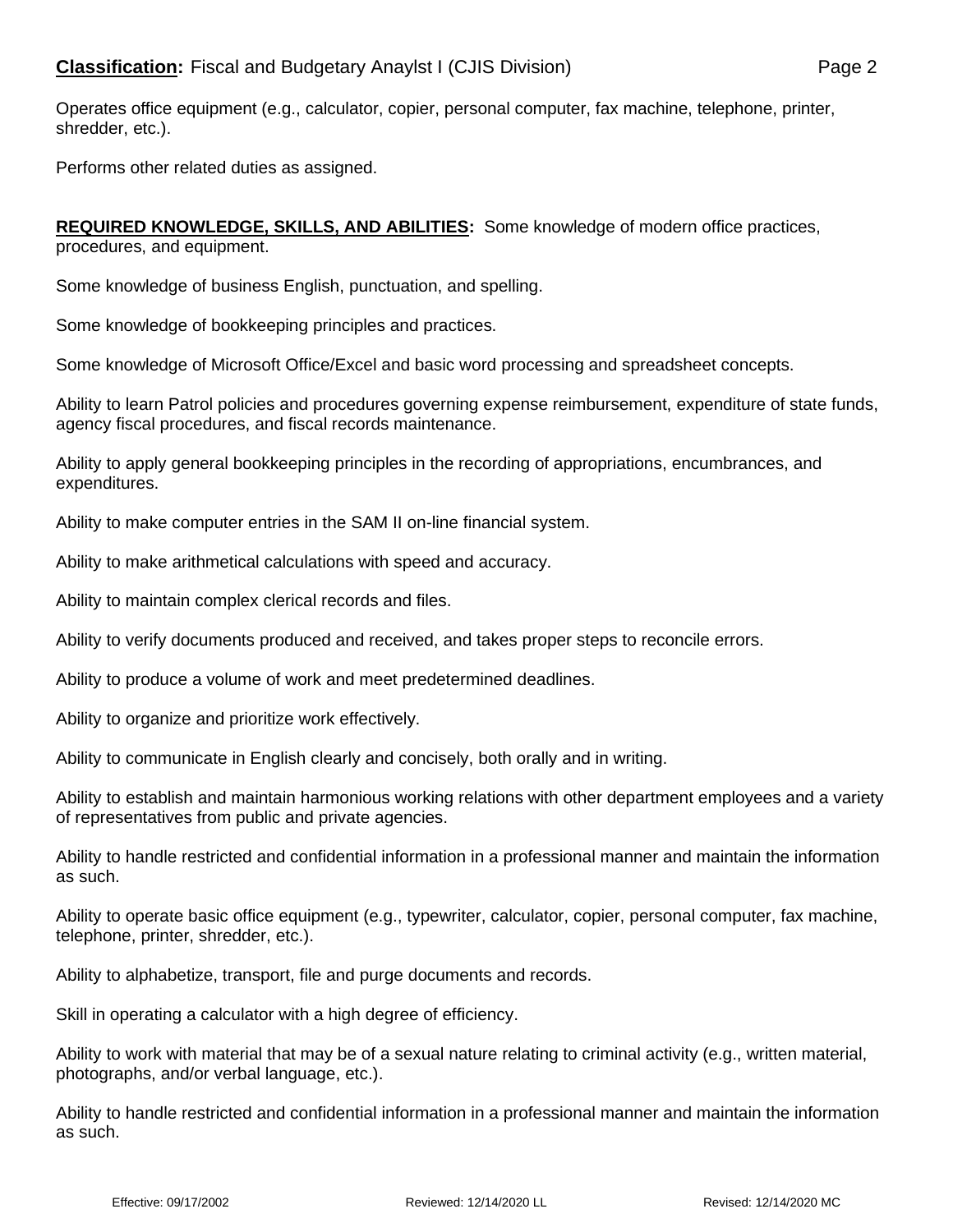Operates office equipment (e.g., calculator, copier, personal computer, fax machine, telephone, printer, shredder, etc.).

Performs other related duties as assigned.

**REQUIRED KNOWLEDGE, SKILLS, AND ABILITIES:** Some knowledge of modern office practices, procedures, and equipment.

Some knowledge of business English, punctuation, and spelling.

Some knowledge of bookkeeping principles and practices.

Some knowledge of Microsoft Office/Excel and basic word processing and spreadsheet concepts.

Ability to learn Patrol policies and procedures governing expense reimbursement, expenditure of state funds, agency fiscal procedures, and fiscal records maintenance.

Ability to apply general bookkeeping principles in the recording of appropriations, encumbrances, and expenditures.

Ability to make computer entries in the SAM II on-line financial system.

Ability to make arithmetical calculations with speed and accuracy.

Ability to maintain complex clerical records and files.

Ability to verify documents produced and received, and takes proper steps to reconcile errors.

Ability to produce a volume of work and meet predetermined deadlines.

Ability to organize and prioritize work effectively.

Ability to communicate in English clearly and concisely, both orally and in writing.

Ability to establish and maintain harmonious working relations with other department employees and a variety of representatives from public and private agencies.

Ability to handle restricted and confidential information in a professional manner and maintain the information as such.

Ability to operate basic office equipment (e.g., typewriter, calculator, copier, personal computer, fax machine, telephone, printer, shredder, etc.).

Ability to alphabetize, transport, file and purge documents and records.

Skill in operating a calculator with a high degree of efficiency.

Ability to work with material that may be of a sexual nature relating to criminal activity (e.g., written material, photographs, and/or verbal language, etc.).

Ability to handle restricted and confidential information in a professional manner and maintain the information as such.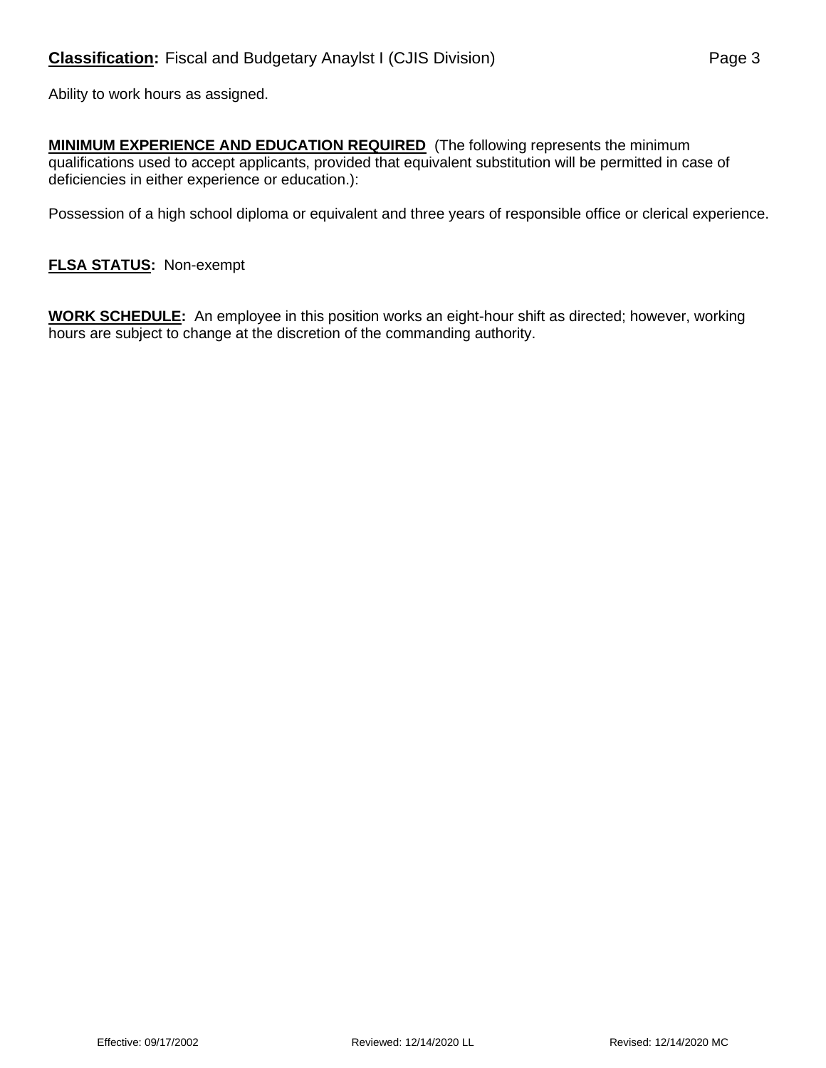Ability to work hours as assigned.

**MINIMUM EXPERIENCE AND EDUCATION REQUIRED** (The following represents the minimum qualifications used to accept applicants, provided that equivalent substitution will be permitted in case of deficiencies in either experience or education.):

Possession of a high school diploma or equivalent and three years of responsible office or clerical experience.

**FLSA STATUS:** Non-exempt

**WORK SCHEDULE:** An employee in this position works an eight-hour shift as directed; however, working hours are subject to change at the discretion of the commanding authority.